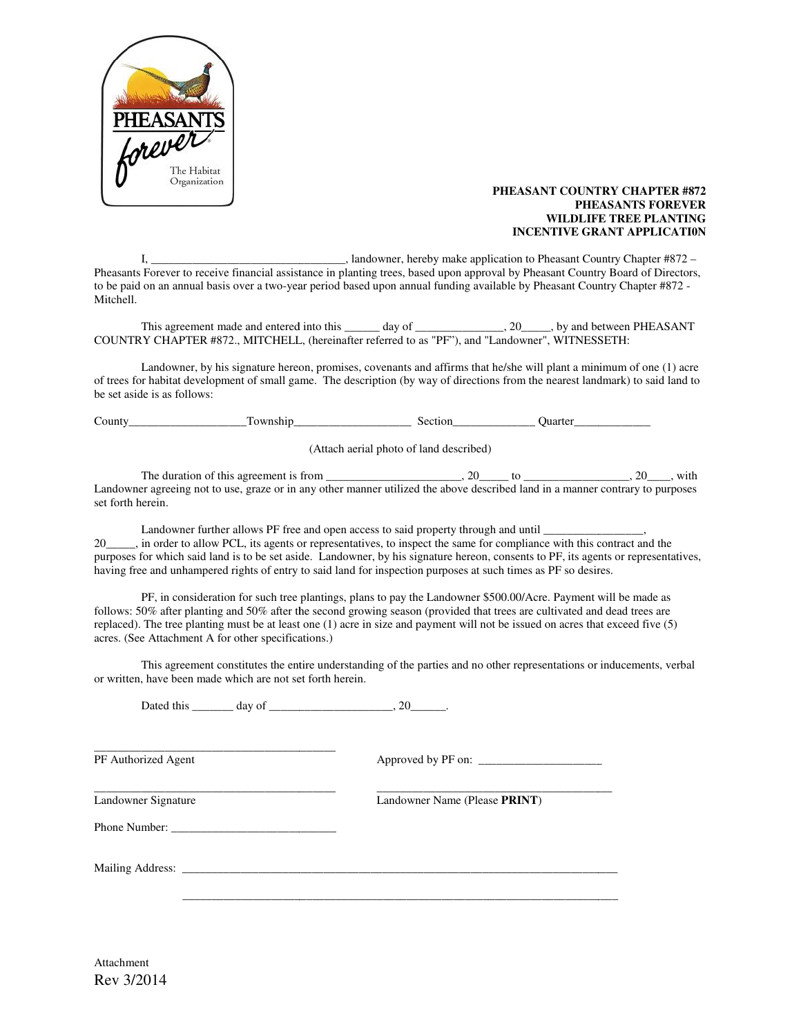**PHEASANT COUNTRY CHAPTER #872**
**PHEASANTS FOREVER**
**WILDLIFE TREE PLANTING**
**INCENTIVE GRANT APPLICATI0N**

I, _________________________________, landowner, hereby make application to Pheasant Country Chapter #872 – Pheasants Forever to receive financial assistance in planting trees, based upon approval by Pheasant Country Board of Directors, to be paid on an annual basis over a two-year period based upon annual funding available by Pheasant Country Chapter #872 - Mitchell.

This agreement made and entered into this ______ day of _______________, 20_____, by and between PHEASANT COUNTRY CHAPTER #872., MITCHELL, (hereinafter referred to as "PF"), and "Landowner", WITNESSETH:

Landowner, by his signature hereon, promises, covenants and affirms that he/she will plant a minimum of one (1) acre of trees for habitat development of small game. The description (by way of directions from the nearest landmark) to said land to be set aside is as follows:

County___________________Township___________________ Section_____________ Quarter_____________

(Attach aerial photo of land described)

The duration of this agreement is from ______________________, 20_____ to _________________, 20____, with Landowner agreeing not to use, graze or in any other manner utilized the above described land in a manner contrary to purposes set forth herein.

Landowner further allows PF free and open access to said property through and until ________________, 20_____, in order to allow PCL, its agents or representatives, to inspect the same for compliance with this contract and the purposes for which said land is to be set aside. Landowner, by his signature hereon, consents to PF, its agents or representatives, having free and unhampered rights of entry to said land for inspection purposes at such times as PF so desires.

PF, in consideration for such tree plantings, plans to pay the Landowner $500.00/Acre. Payment will be made as follows: 50% after planting and 50% after the second growing season (provided that trees are cultivated and dead trees are replaced). The tree planting must be at least one (1) acre in size and payment will not be issued on acres that exceed five (5) acres. (See Attachment A for other specifications.)

This agreement constitutes the entire understanding of the parties and no other representations or inducements, verbal or written, have been made which are not set forth herein.

Dated this _______ day of ____________________, 20______.

_________________________________________
PF Authorized Agent

Approved by PF on: _____________________

_________________________________________
Landowner Signature

_________________________________________
Landowner Name (Please **PRINT**)

Phone Number: ____________________________

Mailing Address: ____________________________________________________________________________

____________________________________________________________________________

Attachment
Rev 3/2014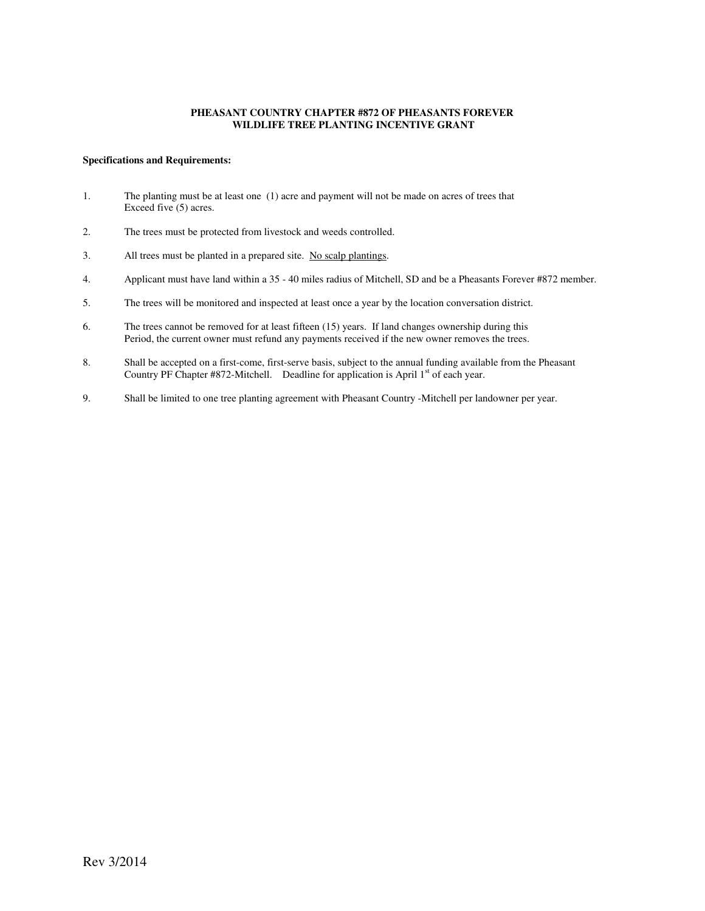**PHEASANT COUNTRY CHAPTER #872 OF PHEASANTS FOREVER**
**WILDLIFE TREE PLANTING INCENTIVE GRANT**

**Specifications and Requirements:**

1. The planting must be at least one (1) acre and payment will not be made on acres of trees that Exceed five (5) acres.

2. The trees must be protected from livestock and weeds controlled.

3. All trees must be planted in a prepared site. <u>No scalp plantings</u>.

4. Applicant must have land within a 35 - 40 miles radius of Mitchell, SD and be a Pheasants Forever #872 member.

5. The trees will be monitored and inspected at least once a year by the location conversation district.

6. The trees cannot be removed for at least fifteen (15) years. If land changes ownership during this Period, the current owner must refund any payments received if the new owner removes the trees.

8. Shall be accepted on a first-come, first-serve basis, subject to the annual funding available from the Pheasant Country PF Chapter #872-Mitchell. Deadline for application is April 1st of each year.

9. Shall be limited to one tree planting agreement with Pheasant Country -Mitchell per landowner per year.

Rev 3/2014